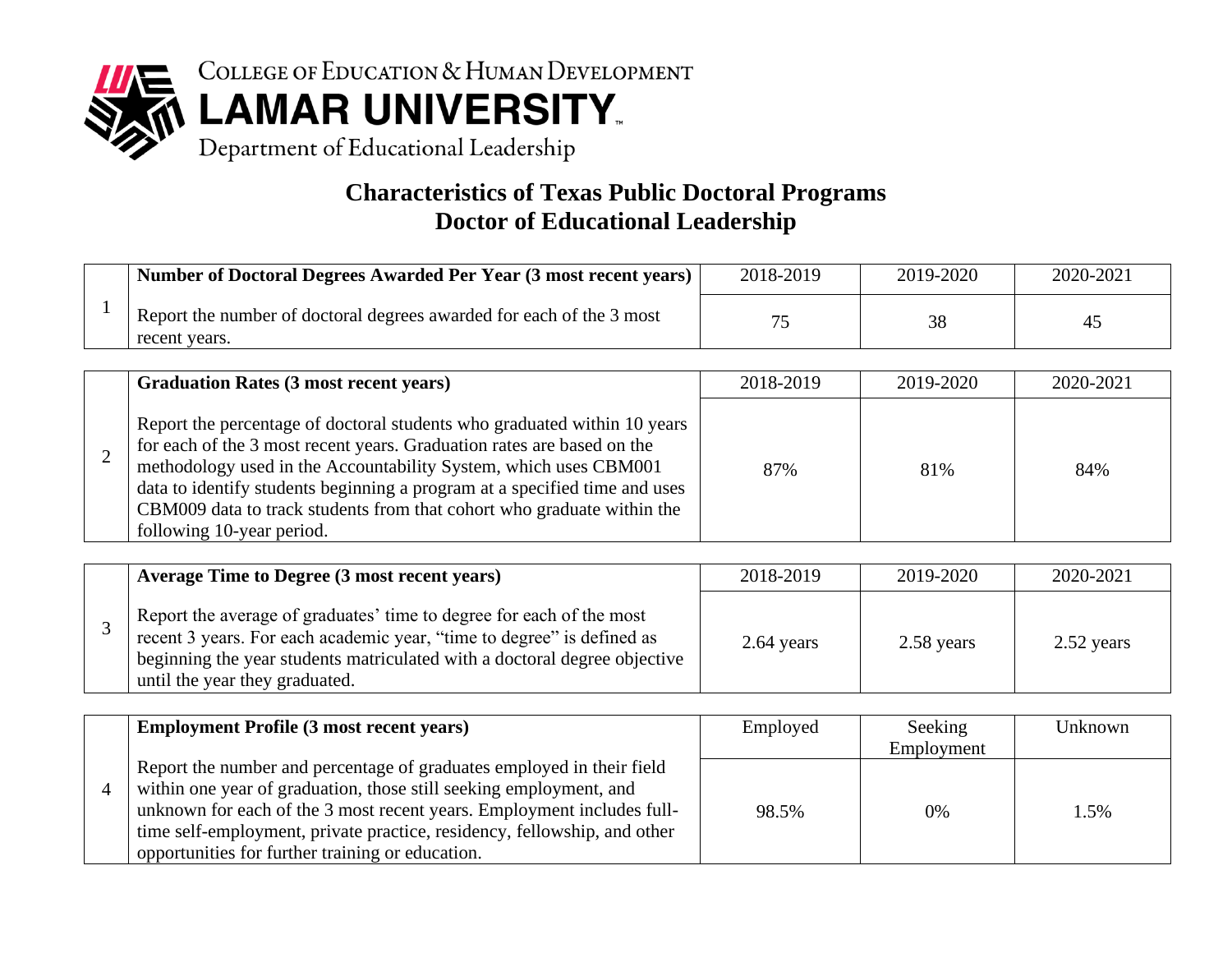College of Education & Human Development

**LAMAR UNIVERSITY**

Department of Educational Leadership

# Characteristics of Texas Public Doctoral Programs
# Doctor of Educational Leadership

| | **Number of Doctoral Degrees Awarded Per Year (3 most recent years)** | 2018-2019 | 2019-2020 | 2020-2021 |
|---|---|---|---|---|
| 1 | Report the number of doctoral degrees awarded for each of the 3 most recent years. | 75 | 38 | 45 |

| | **Graduation Rates (3 most recent years)** | 2018-2019 | 2019-2020 | 2020-2021 |
|---|---|---|---|---|
| 2 | Report the percentage of doctoral students who graduated within 10 years for each of the 3 most recent years. Graduation rates are based on the methodology used in the Accountability System, which uses CBM001 data to identify students beginning a program at a specified time and uses CBM009 data to track students from that cohort who graduate within the following 10-year period. | 87% | 81% | 84% |

| | **Average Time to Degree (3 most recent years)** | 2018-2019 | 2019-2020 | 2020-2021 |
|---|---|---|---|---|
| 3 | Report the average of graduates' time to degree for each of the most recent 3 years. For each academic year, "time to degree" is defined as beginning the year students matriculated with a doctoral degree objective until the year they graduated. | 2.64 years | 2.58 years | 2.52 years |

| | **Employment Profile (3 most recent years)** | Employed | Seeking Employment | Unknown |
|---|---|---|---|---|
| 4 | Report the number and percentage of graduates employed in their field within one year of graduation, those still seeking employment, and unknown for each of the 3 most recent years. Employment includes full-time self-employment, private practice, residency, fellowship, and other opportunities for further training or education. | 98.5% | 0% | 1.5% |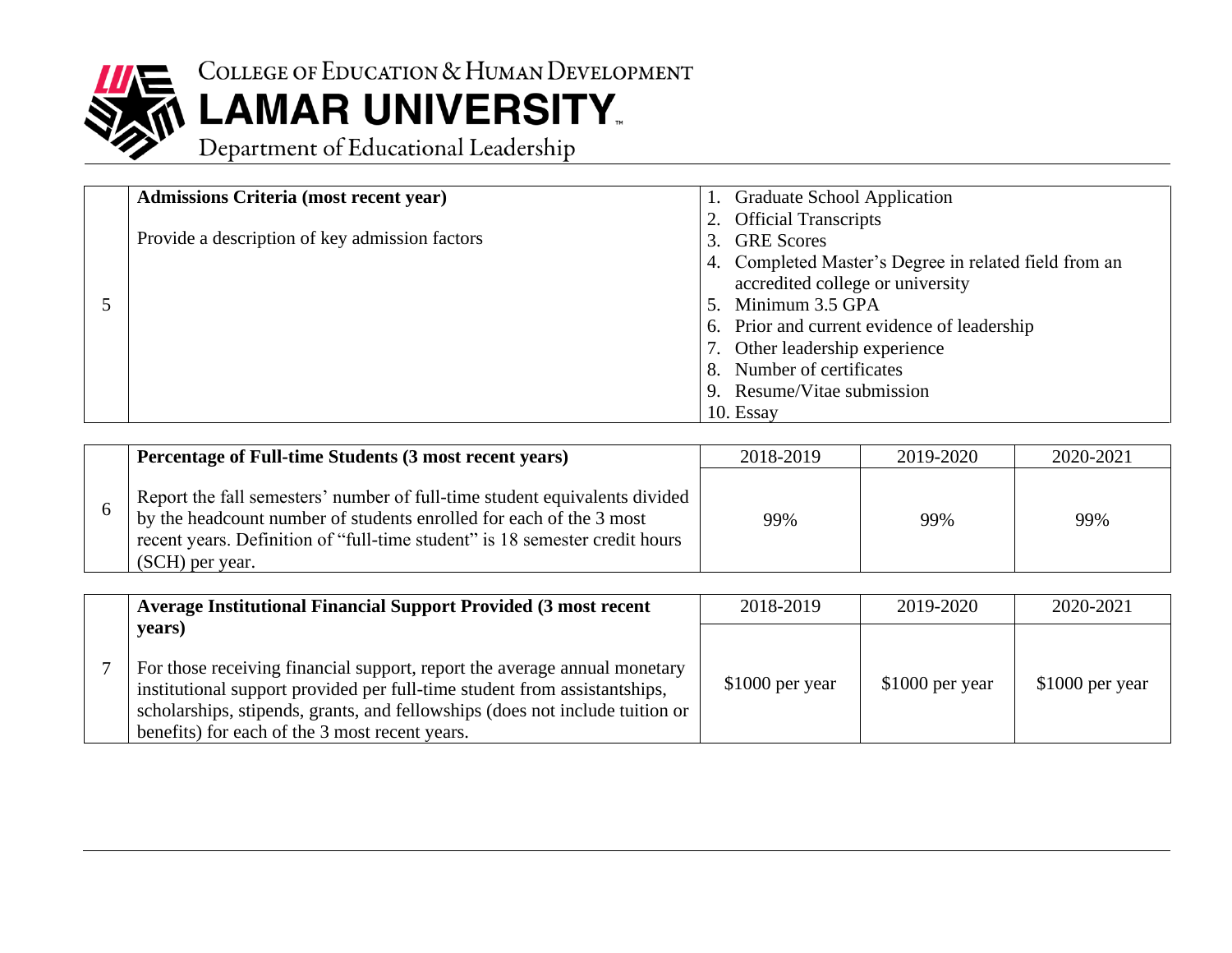# College of Education & Human Development
# LAMAR UNIVERSITY
## Department of Educational Leadership

| | | |
|---|---|---|
| 5 | **Admissions Criteria (most recent year)**<br><br>Provide a description of key admission factors | 1. Graduate School Application<br>2. Official Transcripts<br>3. GRE Scores<br>4. Completed Master's Degree in related field from an accredited college or university<br>5. Minimum 3.5 GPA<br>6. Prior and current evidence of leadership<br>7. Other leadership experience<br>8. Number of certificates<br>9. Resume/Vitae submission<br>10. Essay |

| | | 2018-2019 | 2019-2020 | 2020-2021 |
|---|---|---|---|---|
| 6 | **Percentage of Full-time Students (3 most recent years)**<br><br>Report the fall semesters' number of full-time student equivalents divided by the headcount number of students enrolled for each of the 3 most recent years. Definition of "full-time student" is 18 semester credit hours (SCH) per year. | 99% | 99% | 99% |

| | | 2018-2019 | 2019-2020 | 2020-2021 |
|---|---|---|---|---|
| 7 | **Average Institutional Financial Support Provided (3 most recent years)**<br><br>For those receiving financial support, report the average annual monetary institutional support provided per full-time student from assistantships, scholarships, stipends, grants, and fellowships (does not include tuition or benefits) for each of the 3 most recent years. | $1000 per year | $1000 per year | $1000 per year |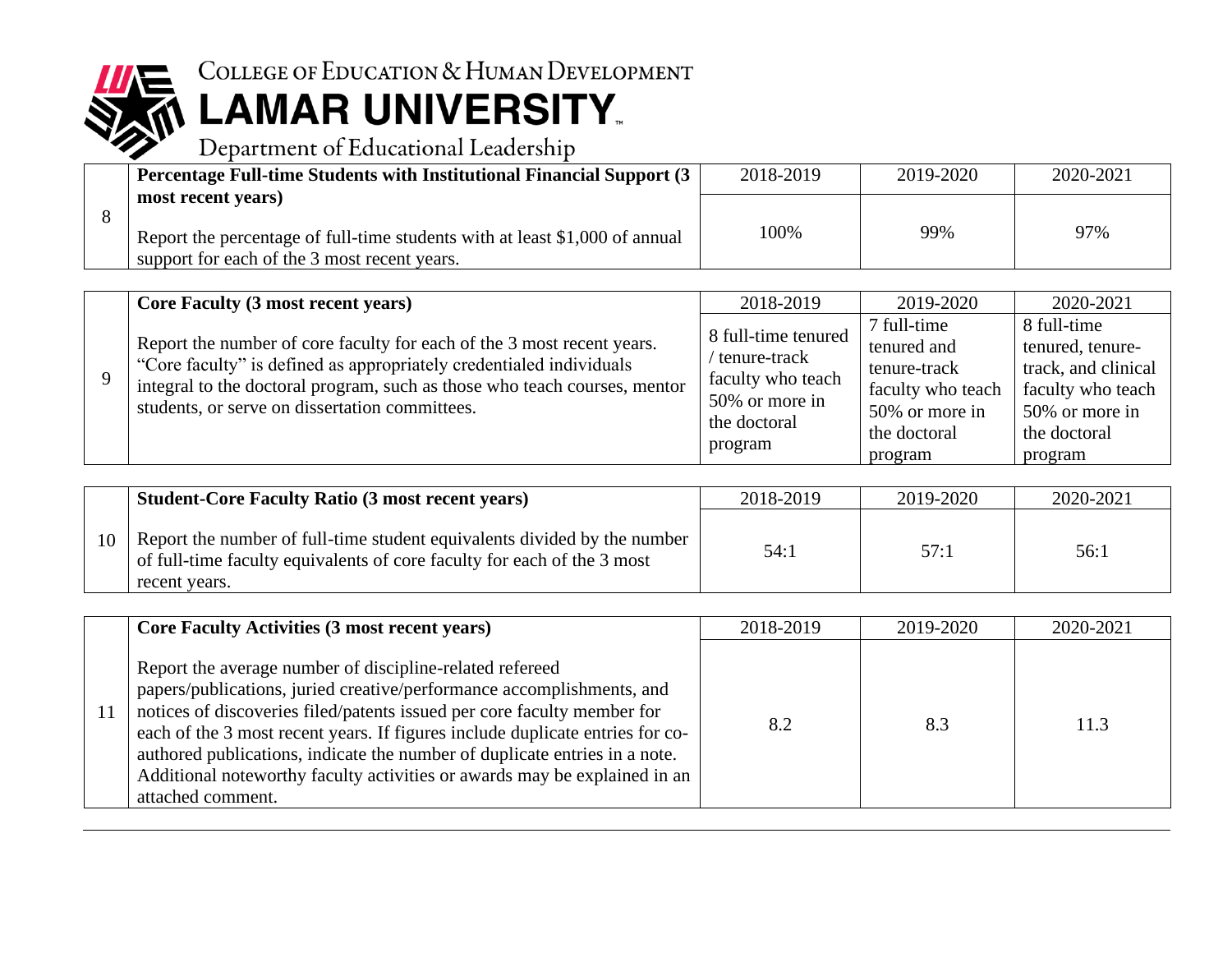COLLEGE OF EDUCATION & HUMAN DEVELOPMENT
**LAMAR UNIVERSITY**
Department of Educational Leadership

| # | Item | 2018-2019 | 2019-2020 | 2020-2021 |
|---|---|---|---|---|
| 8 | **Percentage Full-time Students with Institutional Financial Support (3 most recent years)**<br><br>Report the percentage of full-time students with at least $1,000 of annual support for each of the 3 most recent years. | 100% | 99% | 97% |

| # | Item | 2018-2019 | 2019-2020 | 2020-2021 |
|---|---|---|---|---|
| 9 | **Core Faculty (3 most recent years)**<br><br>Report the number of core faculty for each of the 3 most recent years. "Core faculty" is defined as appropriately credentialed individuals integral to the doctoral program, such as those who teach courses, mentor students, or serve on dissertation committees. | 8 full-time tenured / tenure-track faculty who teach 50% or more in the doctoral program | 7 full-time tenured and tenure-track faculty who teach 50% or more in the doctoral program | 8 full-time tenured, tenure-track, and clinical faculty who teach 50% or more in the doctoral program |

| # | Item | 2018-2019 | 2019-2020 | 2020-2021 |
|---|---|---|---|---|
| 10 | **Student-Core Faculty Ratio (3 most recent years)**<br><br>Report the number of full-time student equivalents divided by the number of full-time faculty equivalents of core faculty for each of the 3 most recent years. | 54:1 | 57:1 | 56:1 |

| # | Item | 2018-2019 | 2019-2020 | 2020-2021 |
|---|---|---|---|---|
| 11 | **Core Faculty Activities (3 most recent years)**<br><br>Report the average number of discipline-related refereed papers/publications, juried creative/performance accomplishments, and notices of discoveries filed/patents issued per core faculty member for each of the 3 most recent years. If figures include duplicate entries for co-authored publications, indicate the number of duplicate entries in a note. Additional noteworthy faculty activities or awards may be explained in an attached comment. | 8.2 | 8.3 | 11.3 |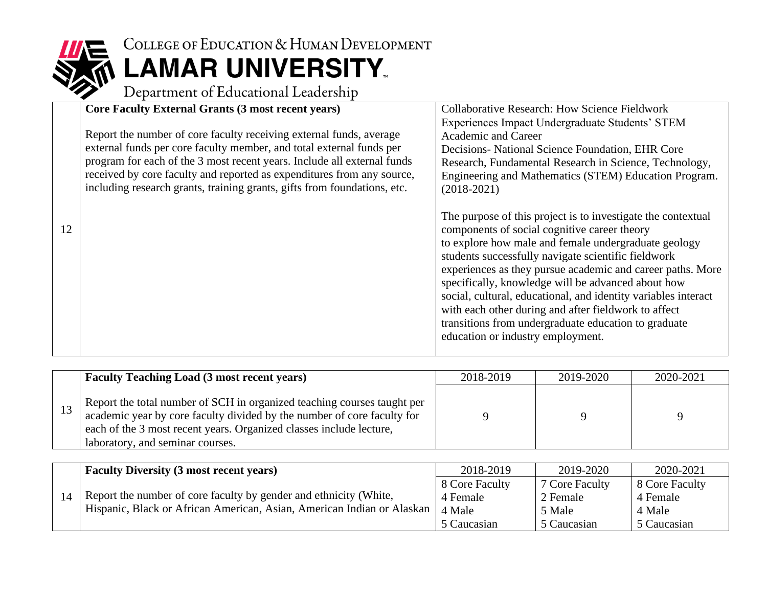# College of Education & Human Development
## LAMAR UNIVERSITY
### Department of Educational Leadership

| | | |
|---|---|---|
| 12 | **Core Faculty External Grants (3 most recent years)**<br><br>Report the number of core faculty receiving external funds, average external funds per core faculty member, and total external funds per program for each of the 3 most recent years. Include all external funds received by core faculty and reported as expenditures from any source, including research grants, training grants, gifts from foundations, etc. | Collaborative Research: How Science Fieldwork Experiences Impact Undergraduate Students' STEM Academic and Career Decisions- National Science Foundation, EHR Core Research, Fundamental Research in Science, Technology, Engineering and Mathematics (STEM) Education Program. (2018-2021)<br><br>The purpose of this project is to investigate the contextual components of social cognitive career theory to explore how male and female undergraduate geology students successfully navigate scientific fieldwork experiences as they pursue academic and career paths. More specifically, knowledge will be advanced about how social, cultural, educational, and identity variables interact with each other during and after fieldwork to affect transitions from undergraduate education to graduate education or industry employment. |

| | **Faculty Teaching Load (3 most recent years)** | 2018-2019 | 2019-2020 | 2020-2021 |
|---|---|---|---|---|
| 13 | Report the total number of SCH in organized teaching courses taught per academic year by core faculty divided by the number of core faculty for each of the 3 most recent years. Organized classes include lecture, laboratory, and seminar courses. | 9 | 9 | 9 |

| | **Faculty Diversity (3 most recent years)** | 2018-2019 | 2019-2020 | 2020-2021 |
|---|---|---|---|---|
| 14 | Report the number of core faculty by gender and ethnicity (White, Hispanic, Black or African American, Asian, American Indian or Alaskan | 8 Core Faculty<br>4 Female<br>4 Male<br>5 Caucasian | 7 Core Faculty<br>2 Female<br>5 Male<br>5 Caucasian | 8 Core Faculty<br>4 Female<br>4 Male<br>5 Caucasian |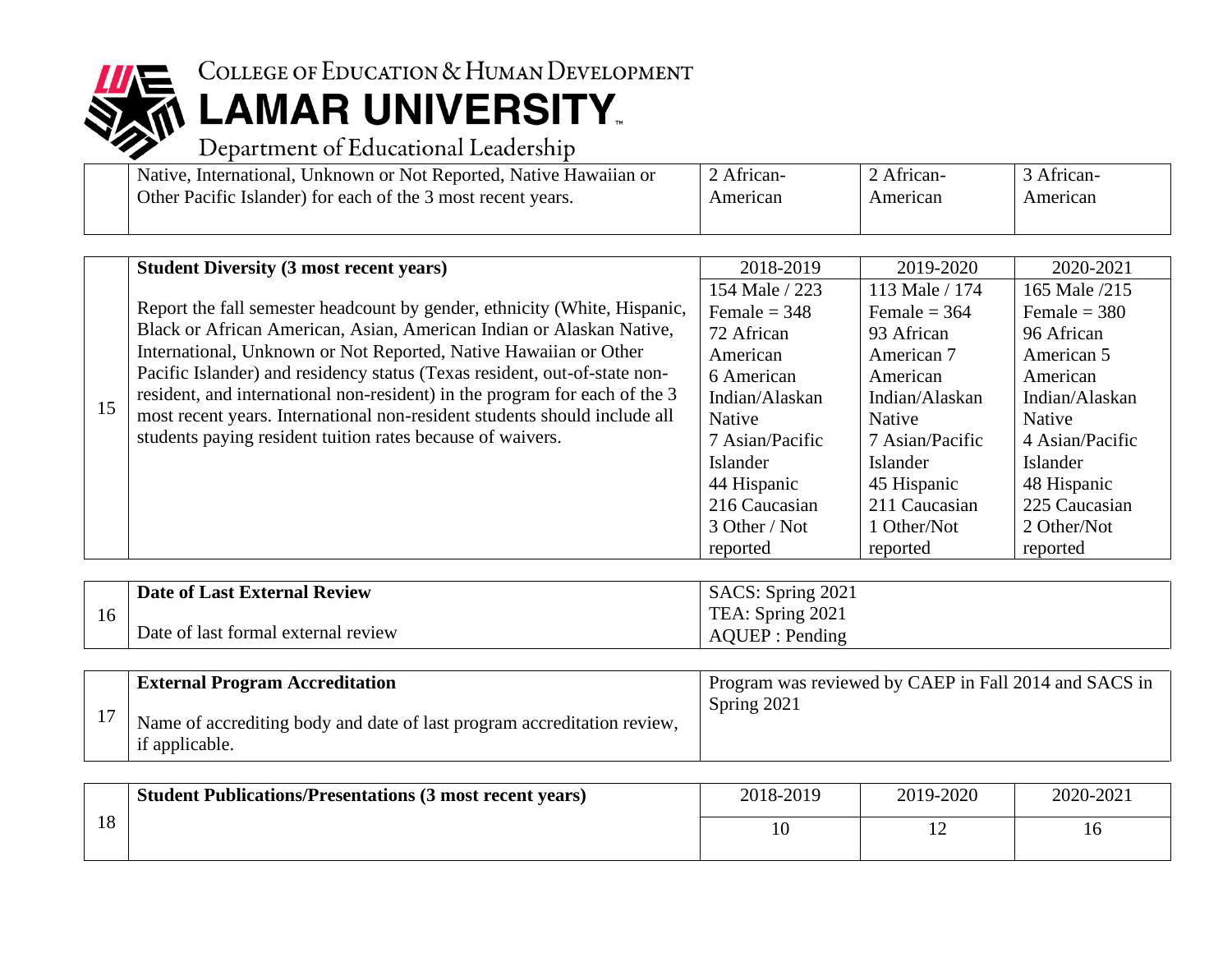| | Native, International, Unknown or Not Reported, Native Hawaiian or Other Pacific Islander) for each of the 3 most recent years. | 2 African-American | 2 African-American | 3 African-American |
|---|---|---|---|---|

| | **Student Diversity (3 most recent years)** | 2018-2019 | 2019-2020 | 2020-2021 |
|---|---|---|---|---|
| 15 | Report the fall semester headcount by gender, ethnicity (White, Hispanic, Black or African American, Asian, American Indian or Alaskan Native, International, Unknown or Not Reported, Native Hawaiian or Other Pacific Islander) and residency status (Texas resident, out-of-state non-resident, and international non-resident) in the program for each of the 3 most recent years. International non-resident students should include all students paying resident tuition rates because of waivers. | 154 Male / 223 Female = 348 72 African American 6 American Indian/Alaskan Native 7 Asian/Pacific Islander 44 Hispanic 216 Caucasian 3 Other / Not reported | 113 Male / 174 Female = 364 93 African American 7 American Indian/Alaskan Native 7 Asian/Pacific Islander 45 Hispanic 211 Caucasian 1 Other/Not reported | 165 Male /215 Female = 380 96 African American 5 American Indian/Alaskan Native 4 Asian/Pacific Islander 48 Hispanic 225 Caucasian 2 Other/Not reported |

| | **Date of Last External Review** | |
|---|---|---|
| 16 | Date of last formal external review | SACS: Spring 2021 TEA: Spring 2021 AQUEP : Pending |

| | **External Program Accreditation** | |
|---|---|---|
| 17 | Name of accrediting body and date of last program accreditation review, if applicable. | Program was reviewed by CAEP in Fall 2014 and SACS in Spring 2021 |

| | **Student Publications/Presentations (3 most recent years)** | 2018-2019 | 2019-2020 | 2020-2021 |
|---|---|---|---|---|
| 18 | | 10 | 12 | 16 |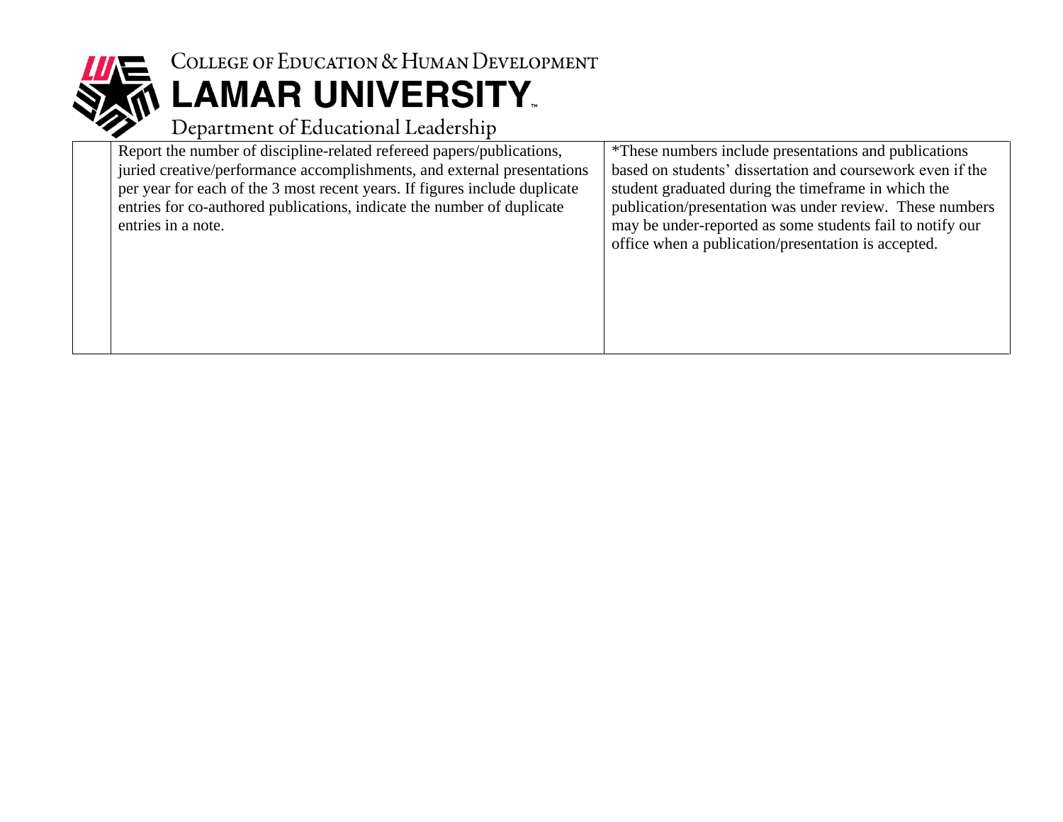College of Education & Human Development

LAMAR UNIVERSITY

Department of Educational Leadership

| | | |
|---|---|---|
| | Report the number of discipline-related refereed papers/publications, juried creative/performance accomplishments, and external presentations per year for each of the 3 most recent years. If figures include duplicate entries for co-authored publications, indicate the number of duplicate entries in a note. | *These numbers include presentations and publications based on students' dissertation and coursework even if the student graduated during the timeframe in which the publication/presentation was under review. These numbers may be under-reported as some students fail to notify our office when a publication/presentation is accepted. |